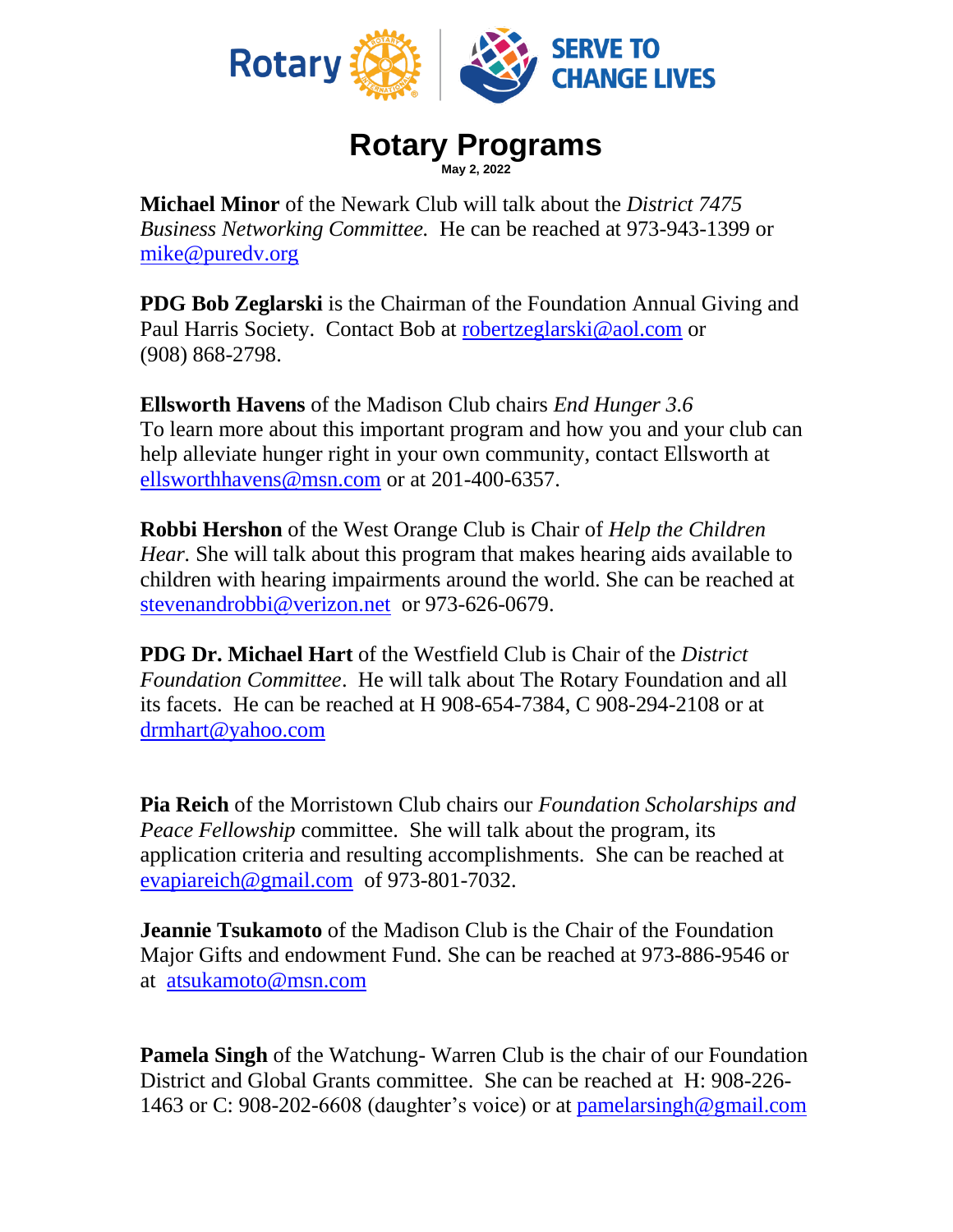# Rotary Programs

**May 2, 2022**

**Michael Minor** of the Newark Club will talk about the *District 7475 Business Networking Committee.* He can be reached at 973-943-1399 or mike@puredv.org

**PDG Bob Zeglarski** is the Chairman of the Foundation Annual Giving and Paul Harris Society. Contact Bob at robertzeglarski@aol.com or (908) 868-2798.

**Ellsworth Havens** of the Madison Club chairs *End Hunger 3.6*
To learn more about this important program and how you and your club can help alleviate hunger right in your own community, contact Ellsworth at ellsworthhavens@msn.com or at 201-400-6357.

**Robbi Hershon** of the West Orange Club is Chair of *Help the Children Hear.* She will talk about this program that makes hearing aids available to children with hearing impairments around the world. She can be reached at stevenandrobbi@verizon.net or 973-626-0679.

**PDG Dr. Michael Hart** of the Westfield Club is Chair of the *District Foundation Committee*. He will talk about The Rotary Foundation and all its facets. He can be reached at H 908-654-7384, C 908-294-2108 or at drmhart@yahoo.com

**Pia Reich** of the Morristown Club chairs our *Foundation Scholarships and Peace Fellowship* committee. She will talk about the program, its application criteria and resulting accomplishments. She can be reached at evapiareich@gmail.com of 973-801-7032.

**Jeannie Tsukamoto** of the Madison Club is the Chair of the Foundation Major Gifts and endowment Fund. She can be reached at 973-886-9546 or at atsukamoto@msn.com

**Pamela Singh** of the Watchung- Warren Club is the chair of our Foundation District and Global Grants committee. She can be reached at H: 908-226-1463 or C: 908-202-6608 (daughter's voice) or at pamelarsingh@gmail.com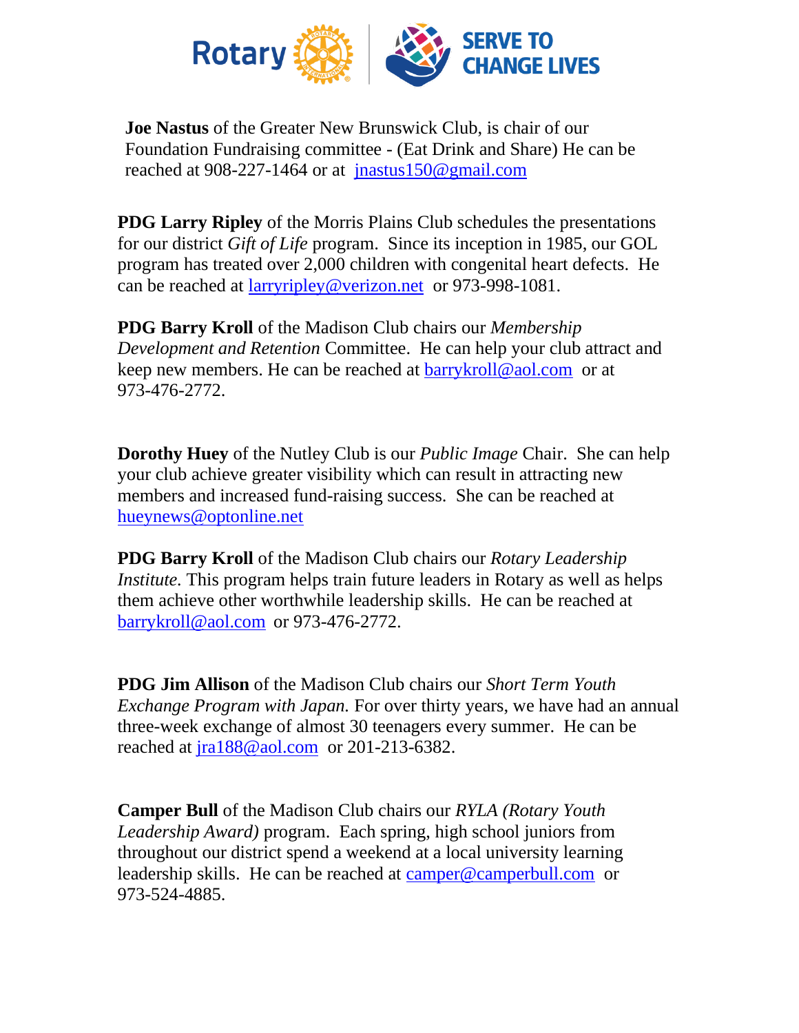**Joe Nastus** of the Greater New Brunswick Club, is chair of our Foundation Fundraising committee - (Eat Drink and Share) He can be reached at 908-227-1464 or at jnastus150@gmail.com

**PDG Larry Ripley** of the Morris Plains Club schedules the presentations for our district *Gift of Life* program. Since its inception in 1985, our GOL program has treated over 2,000 children with congenital heart defects. He can be reached at larryripley@verizon.net or 973-998-1081.

**PDG Barry Kroll** of the Madison Club chairs our *Membership Development and Retention* Committee. He can help your club attract and keep new members. He can be reached at barrykroll@aol.com or at 973-476-2772.

**Dorothy Huey** of the Nutley Club is our *Public Image* Chair. She can help your club achieve greater visibility which can result in attracting new members and increased fund-raising success. She can be reached at hueynews@optonline.net

**PDG Barry Kroll** of the Madison Club chairs our *Rotary Leadership Institute.* This program helps train future leaders in Rotary as well as helps them achieve other worthwhile leadership skills. He can be reached at barrykroll@aol.com or 973-476-2772.

**PDG Jim Allison** of the Madison Club chairs our *Short Term Youth Exchange Program with Japan.* For over thirty years, we have had an annual three-week exchange of almost 30 teenagers every summer. He can be reached at jra188@aol.com or 201-213-6382.

**Camper Bull** of the Madison Club chairs our *RYLA (Rotary Youth Leadership Award)* program. Each spring, high school juniors from throughout our district spend a weekend at a local university learning leadership skills. He can be reached at camper@camperbull.com or 973-524-4885.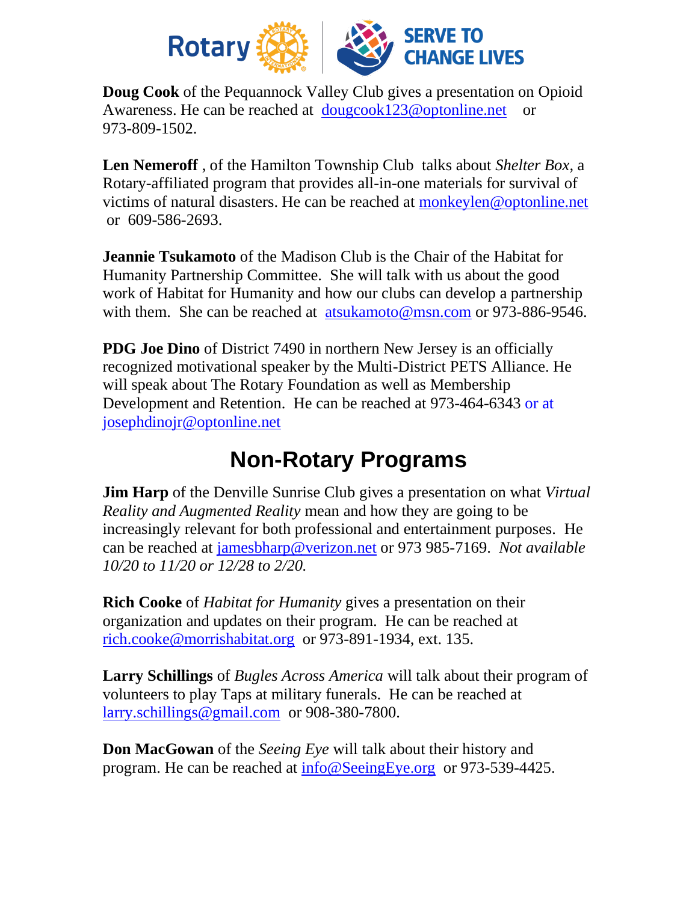**Doug Cook** of the Pequannock Valley Club gives a presentation on Opioid Awareness. He can be reached at dougcook123@optonline.net or 973-809-1502.

**Len Nemeroff** , of the Hamilton Township Club talks about *Shelter Box,* a Rotary-affiliated program that provides all-in-one materials for survival of victims of natural disasters. He can be reached at monkeylen@optonline.net or 609-586-2693.

**Jeannie Tsukamoto** of the Madison Club is the Chair of the Habitat for Humanity Partnership Committee. She will talk with us about the good work of Habitat for Humanity and how our clubs can develop a partnership with them. She can be reached at atsukamoto@msn.com or 973-886-9546.

**PDG Joe Dino** of District 7490 in northern New Jersey is an officially recognized motivational speaker by the Multi-District PETS Alliance. He will speak about The Rotary Foundation as well as Membership Development and Retention. He can be reached at 973-464-6343 or at josephdinojr@optonline.net

# Non-Rotary Programs

**Jim Harp** of the Denville Sunrise Club gives a presentation on what *Virtual Reality and Augmented Reality* mean and how they are going to be increasingly relevant for both professional and entertainment purposes. He can be reached at jamesbharp@verizon.net or 973 985-7169. *Not available 10/20 to 11/20 or 12/28 to 2/20.*

**Rich Cooke** of *Habitat for Humanity* gives a presentation on their organization and updates on their program. He can be reached at rich.cooke@morrishabitat.org or 973-891-1934, ext. 135.

**Larry Schillings** of *Bugles Across America* will talk about their program of volunteers to play Taps at military funerals. He can be reached at larry.schillings@gmail.com or 908-380-7800.

**Don MacGowan** of the *Seeing Eye* will talk about their history and program. He can be reached at info@SeeingEye.org or 973-539-4425.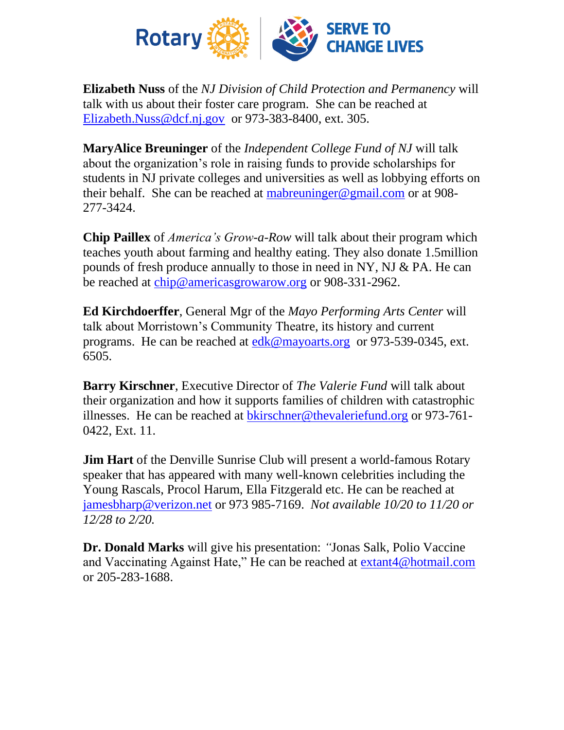**Elizabeth Nuss** of the *NJ Division of Child Protection and Permanency* will talk with us about their foster care program. She can be reached at Elizabeth.Nuss@dcf.nj.gov or 973-383-8400, ext. 305.

**MaryAlice Breuninger** of the *Independent College Fund of NJ* will talk about the organization's role in raising funds to provide scholarships for students in NJ private colleges and universities as well as lobbying efforts on their behalf. She can be reached at mabreuninger@gmail.com or at 908-277-3424.

**Chip Paillex** of *America's Grow-a-Row* will talk about their program which teaches youth about farming and healthy eating. They also donate 1.5million pounds of fresh produce annually to those in need in NY, NJ & PA. He can be reached at chip@americasgrowarow.org or 908-331-2962.

**Ed Kirchdoerffer**, General Mgr of the *Mayo Performing Arts Center* will talk about Morristown's Community Theatre, its history and current programs. He can be reached at edk@mayoarts.org or 973-539-0345, ext. 6505.

**Barry Kirschner**, Executive Director of *The Valerie Fund* will talk about their organization and how it supports families of children with catastrophic illnesses. He can be reached at bkirschner@thevaleriefund.org or 973-761-0422, Ext. 11.

**Jim Hart** of the Denville Sunrise Club will present a world-famous Rotary speaker that has appeared with many well-known celebrities including the Young Rascals, Procol Harum, Ella Fitzgerald etc. He can be reached at jamesbharp@verizon.net or 973 985-7169. *Not available 10/20 to 11/20 or 12/28 to 2/20.*

**Dr. Donald Marks** will give his presentation: "Jonas Salk, Polio Vaccine and Vaccinating Against Hate," He can be reached at extant4@hotmail.com or 205-283-1688.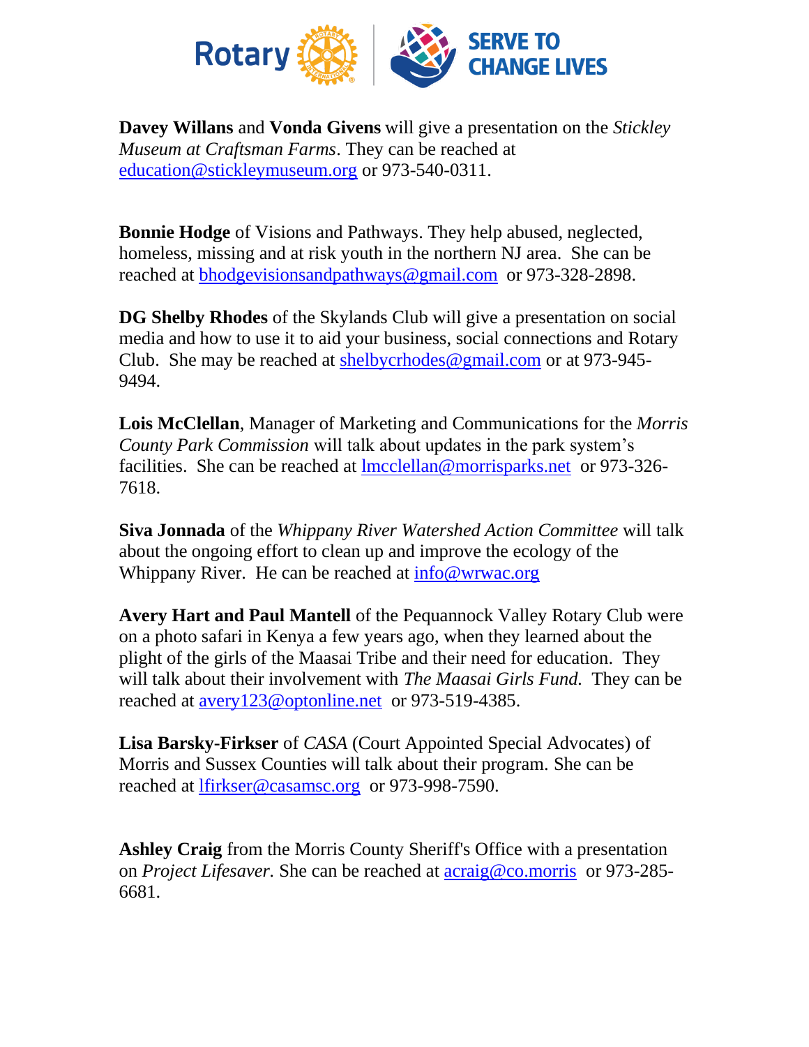**Davey Willans** and **Vonda Givens** will give a presentation on the *Stickley Museum at Craftsman Farms*. They can be reached at education@stickleymuseum.org or 973-540-0311.

**Bonnie Hodge** of Visions and Pathways. They help abused, neglected, homeless, missing and at risk youth in the northern NJ area. She can be reached at bhodgevisionsandpathways@gmail.com or 973-328-2898.

**DG Shelby Rhodes** of the Skylands Club will give a presentation on social media and how to use it to aid your business, social connections and Rotary Club. She may be reached at shelbycrhodes@gmail.com or at 973-945-9494.

**Lois McClellan**, Manager of Marketing and Communications for the *Morris County Park Commission* will talk about updates in the park system's facilities. She can be reached at lmcclellan@morrisparks.net or 973-326-7618.

**Siva Jonnada** of the *Whippany River Watershed Action Committee* will talk about the ongoing effort to clean up and improve the ecology of the Whippany River. He can be reached at info@wrwac.org

**Avery Hart and Paul Mantell** of the Pequannock Valley Rotary Club were on a photo safari in Kenya a few years ago, when they learned about the plight of the girls of the Maasai Tribe and their need for education. They will talk about their involvement with *The Maasai Girls Fund.* They can be reached at avery123@optonline.net or 973-519-4385.

**Lisa Barsky-Firkser** of *CASA* (Court Appointed Special Advocates) of Morris and Sussex Counties will talk about their program. She can be reached at lfirkser@casamsc.org or 973-998-7590.

**Ashley Craig** from the Morris County Sheriff's Office with a presentation on *Project Lifesaver.* She can be reached at acraig@co.morris or 973-285-6681.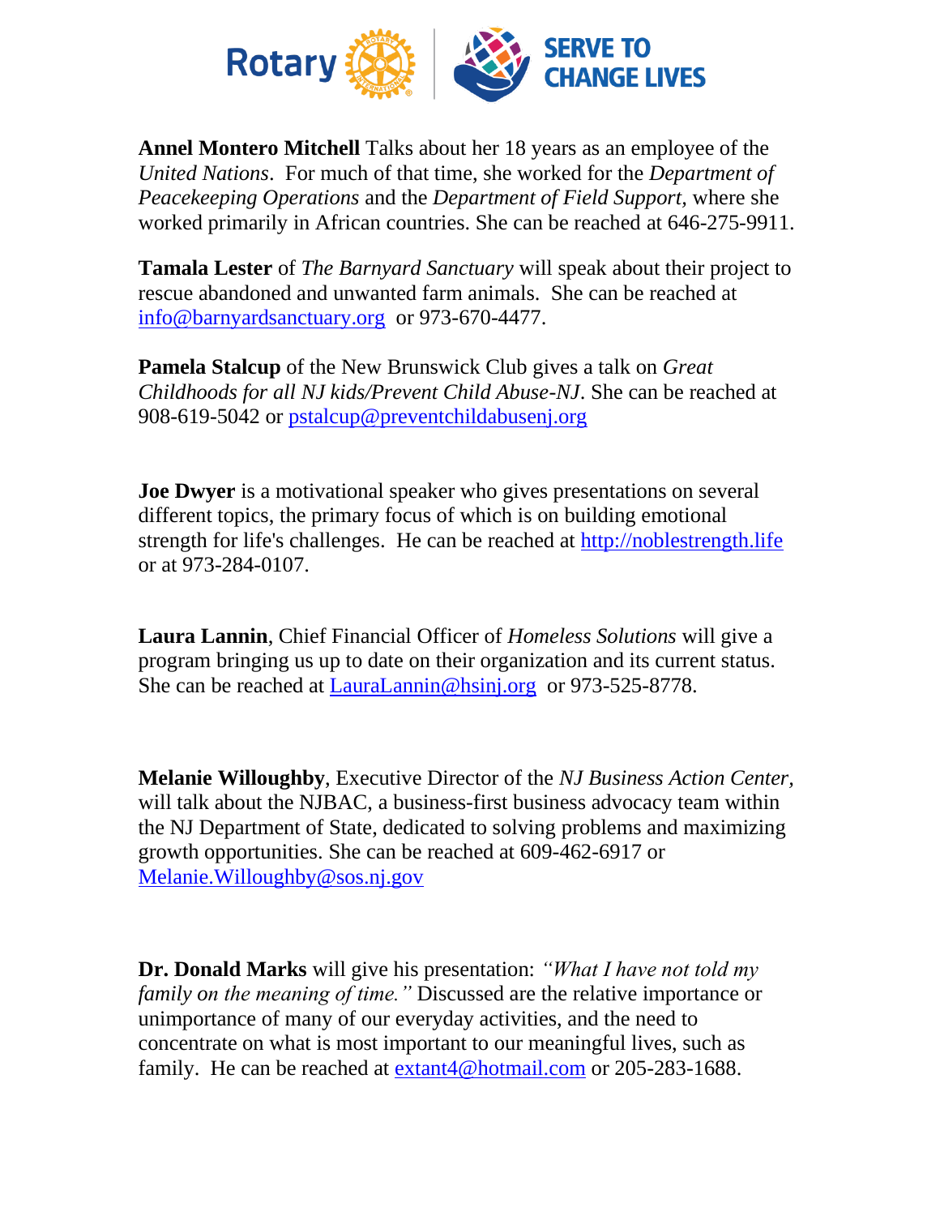**Annel Montero Mitchell** Talks about her 18 years as an employee of the *United Nations*. For much of that time, she worked for the *Department of Peacekeeping Operations* and the *Department of Field Support,* where she worked primarily in African countries. She can be reached at 646-275-9911.

**Tamala Lester** of *The Barnyard Sanctuary* will speak about their project to rescue abandoned and unwanted farm animals. She can be reached at info@barnyardsanctuary.org or 973-670-4477.

**Pamela Stalcup** of the New Brunswick Club gives a talk on *Great Childhoods for all NJ kids/Prevent Child Abuse-NJ*. She can be reached at 908-619-5042 or pstalcup@preventchildabusenj.org

**Joe Dwyer** is a motivational speaker who gives presentations on several different topics, the primary focus of which is on building emotional strength for life's challenges. He can be reached at http://noblestrength.life or at 973-284-0107.

**Laura Lannin**, Chief Financial Officer of *Homeless Solutions* will give a program bringing us up to date on their organization and its current status. She can be reached at LauraLannin@hsinj.org or 973-525-8778.

**Melanie Willoughby**, Executive Director of the *NJ Business Action Center,* will talk about the NJBAC, a business-first business advocacy team within the NJ Department of State, dedicated to solving problems and maximizing growth opportunities. She can be reached at 609-462-6917 or Melanie.Willoughby@sos.nj.gov

**Dr. Donald Marks** will give his presentation: *"What I have not told my family on the meaning of time."* Discussed are the relative importance or unimportance of many of our everyday activities, and the need to concentrate on what is most important to our meaningful lives, such as family. He can be reached at extant4@hotmail.com or 205-283-1688.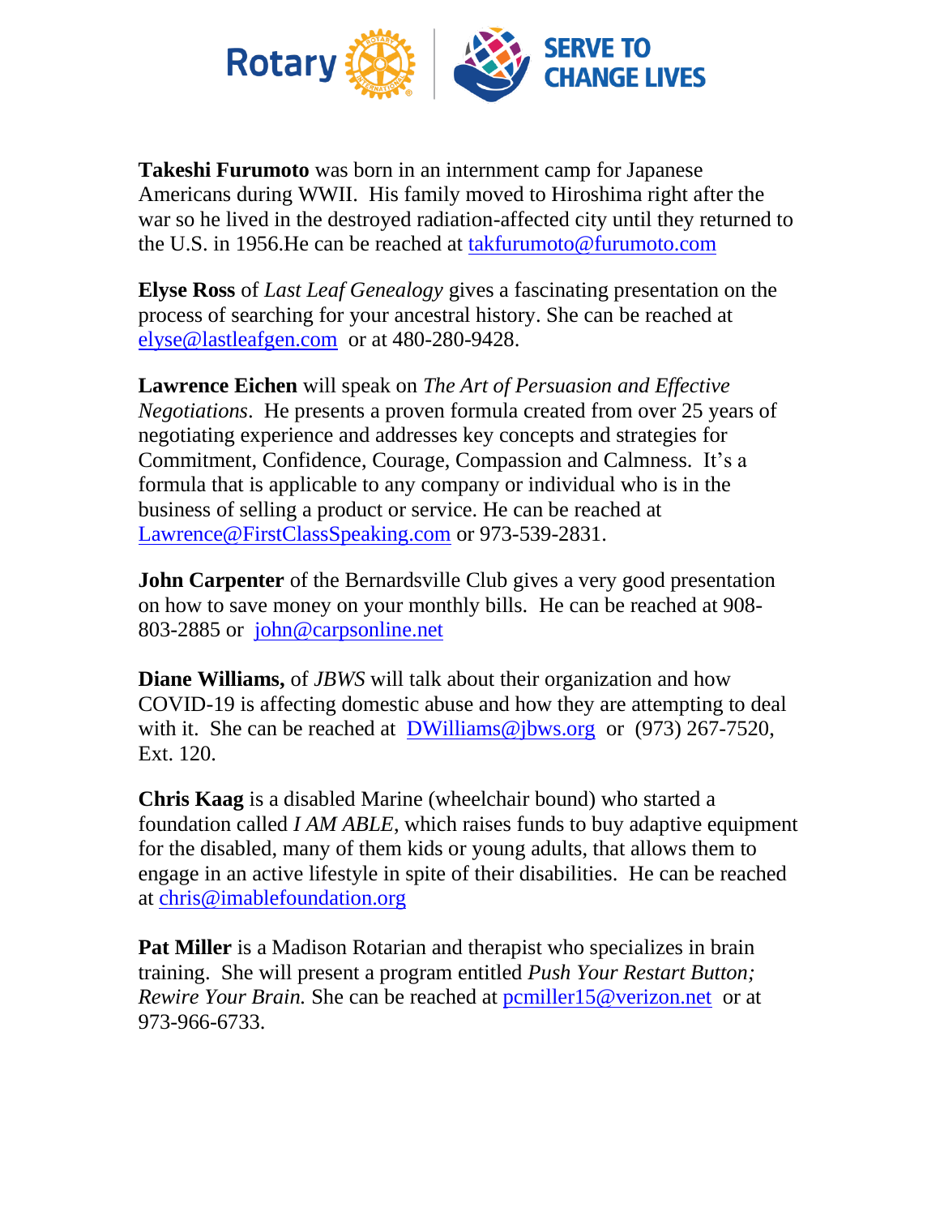**Takeshi Furumoto** was born in an internment camp for Japanese Americans during WWII. His family moved to Hiroshima right after the war so he lived in the destroyed radiation-affected city until they returned to the U.S. in 1956.He can be reached at takfurumoto@furumoto.com

**Elyse Ross** of *Last Leaf Genealogy* gives a fascinating presentation on the process of searching for your ancestral history. She can be reached at elyse@lastleafgen.com or at 480-280-9428.

**Lawrence Eichen** will speak on *The Art of Persuasion and Effective Negotiations*. He presents a proven formula created from over 25 years of negotiating experience and addresses key concepts and strategies for Commitment, Confidence, Courage, Compassion and Calmness. It's a formula that is applicable to any company or individual who is in the business of selling a product or service. He can be reached at Lawrence@FirstClassSpeaking.com or 973-539-2831.

**John Carpenter** of the Bernardsville Club gives a very good presentation on how to save money on your monthly bills. He can be reached at 908-803-2885 or john@carpsonline.net

**Diane Williams,** of *JBWS* will talk about their organization and how COVID-19 is affecting domestic abuse and how they are attempting to deal with it. She can be reached at DWilliams@jbws.org or (973) 267-7520, Ext. 120.

**Chris Kaag** is a disabled Marine (wheelchair bound) who started a foundation called *I AM ABLE*, which raises funds to buy adaptive equipment for the disabled, many of them kids or young adults, that allows them to engage in an active lifestyle in spite of their disabilities. He can be reached at chris@imablefoundation.org

**Pat Miller** is a Madison Rotarian and therapist who specializes in brain training. She will present a program entitled *Push Your Restart Button; Rewire Your Brain.* She can be reached at pcmiller15@verizon.net or at 973-966-6733.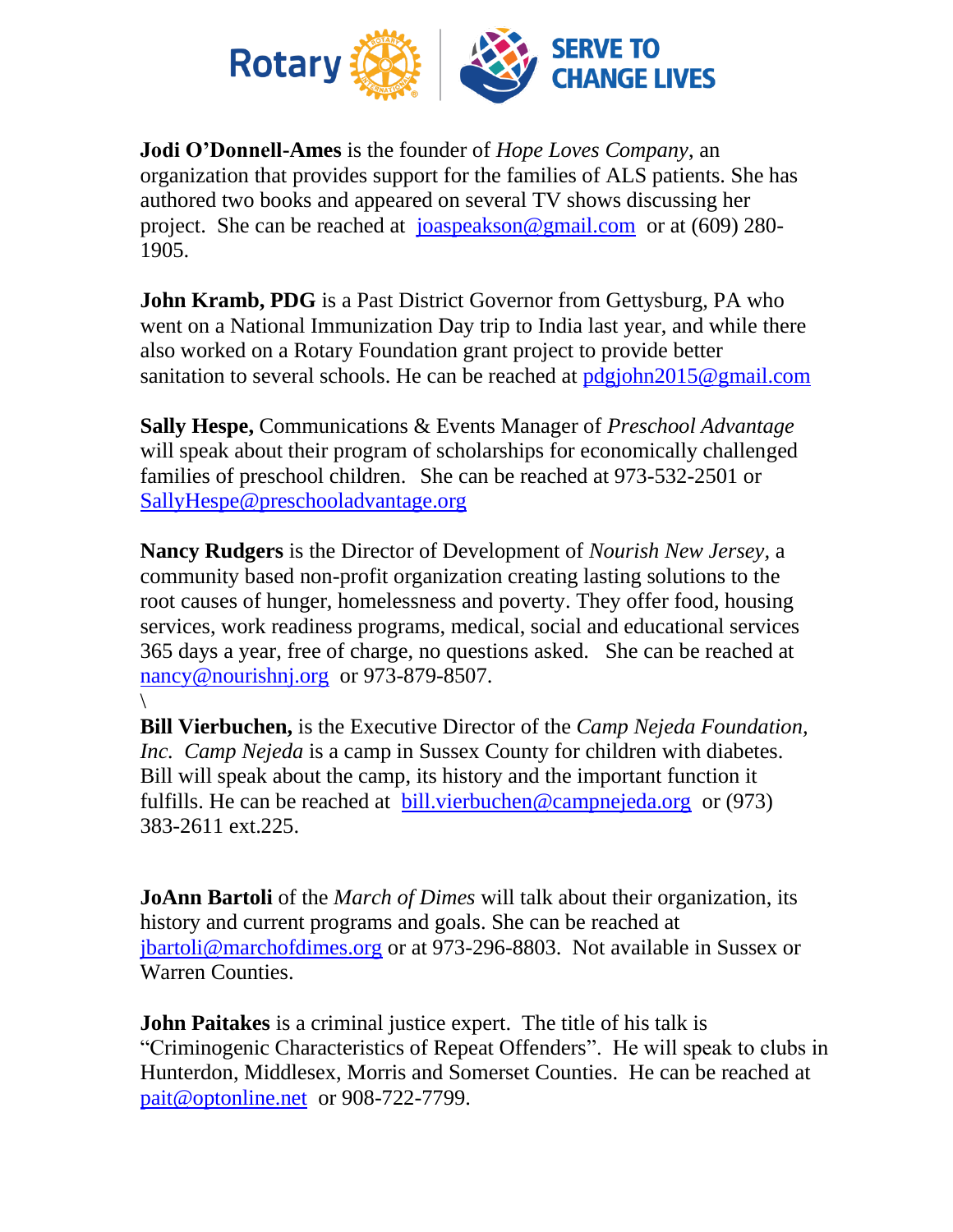**Jodi O'Donnell-Ames** is the founder of *Hope Loves Company*, an organization that provides support for the families of ALS patients. She has authored two books and appeared on several TV shows discussing her project. She can be reached at joaspeakson@gmail.com or at (609) 280-1905.

**John Kramb, PDG** is a Past District Governor from Gettysburg, PA who went on a National Immunization Day trip to India last year, and while there also worked on a Rotary Foundation grant project to provide better sanitation to several schools. He can be reached at pdgjohn2015@gmail.com

**Sally Hespe,** Communications & Events Manager of *Preschool Advantage* will speak about their program of scholarships for economically challenged families of preschool children. She can be reached at 973-532-2501 or SallyHespe@preschooladvantage.org

**Nancy Rudgers** is the Director of Development of *Nourish New Jersey,* a community based non-profit organization creating lasting solutions to the root causes of hunger, homelessness and poverty. They offer food, housing services, work readiness programs, medical, social and educational services 365 days a year, free of charge, no questions asked. She can be reached at nancy@nourishnj.org or 973-879-8507.

\

**Bill Vierbuchen,** is the Executive Director of the *Camp Nejeda Foundation, Inc. Camp Nejeda* is a camp in Sussex County for children with diabetes. Bill will speak about the camp, its history and the important function it fulfills. He can be reached at bill.vierbuchen@campnejeda.org or (973) 383-2611 ext.225.

**JoAnn Bartoli** of the *March of Dimes* will talk about their organization, its history and current programs and goals. She can be reached at jbartoli@marchofdimes.org or at 973-296-8803. Not available in Sussex or Warren Counties.

**John Paitakes** is a criminal justice expert. The title of his talk is "Criminogenic Characteristics of Repeat Offenders". He will speak to clubs in Hunterdon, Middlesex, Morris and Somerset Counties. He can be reached at pait@optonline.net or 908-722-7799.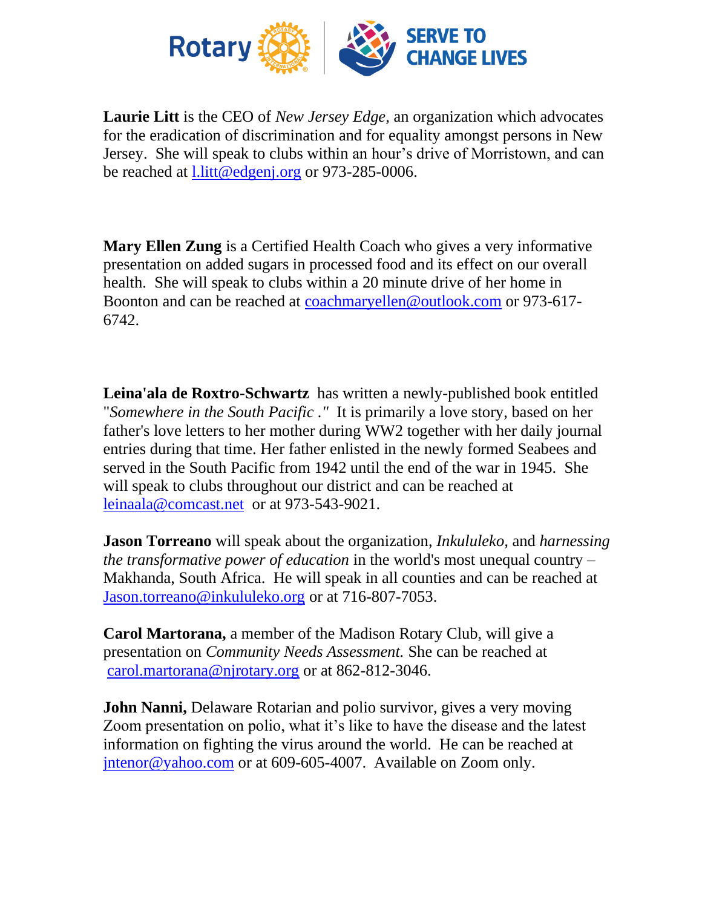**Laurie Litt** is the CEO of *New Jersey Edge,* an organization which advocates for the eradication of discrimination and for equality amongst persons in New Jersey. She will speak to clubs within an hour's drive of Morristown, and can be reached at l.litt@edgenj.org or 973-285-0006.

**Mary Ellen Zung** is a Certified Health Coach who gives a very informative presentation on added sugars in processed food and its effect on our overall health. She will speak to clubs within a 20 minute drive of her home in Boonton and can be reached at coachmaryellen@outlook.com or 973-617-6742.

**Leina'ala de Roxtro-Schwartz** has written a newly-published book entitled "*Somewhere in the South Pacific* ." It is primarily a love story, based on her father's love letters to her mother during WW2 together with her daily journal entries during that time. Her father enlisted in the newly formed Seabees and served in the South Pacific from 1942 until the end of the war in 1945. She will speak to clubs throughout our district and can be reached at leinaala@comcast.net or at 973-543-9021.

**Jason Torreano** will speak about the organization, *Inkululeko,* and *harnessing the transformative power of education* in the world's most unequal country – Makhanda, South Africa. He will speak in all counties and can be reached at Jason.torreano@inkululeko.org or at 716-807-7053.

**Carol Martorana,** a member of the Madison Rotary Club, will give a presentation on *Community Needs Assessment.* She can be reached at carol.martorana@njrotary.org or at 862-812-3046.

**John Nanni,** Delaware Rotarian and polio survivor, gives a very moving Zoom presentation on polio, what it's like to have the disease and the latest information on fighting the virus around the world. He can be reached at jntenor@yahoo.com or at 609-605-4007. Available on Zoom only.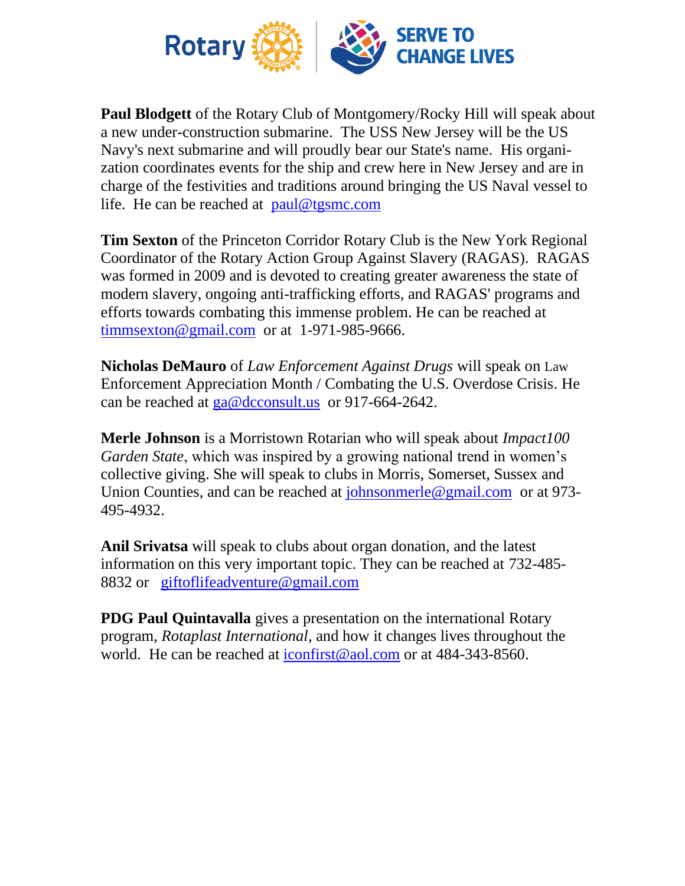**Paul Blodgett** of the Rotary Club of Montgomery/Rocky Hill will speak about a new under-construction submarine. The USS New Jersey will be the US Navy's next submarine and will proudly bear our State's name. His organization coordinates events for the ship and crew here in New Jersey and are in charge of the festivities and traditions around bringing the US Naval vessel to life. He can be reached at paul@tgsmc.com

**Tim Sexton** of the Princeton Corridor Rotary Club is the New York Regional Coordinator of the Rotary Action Group Against Slavery (RAGAS). RAGAS was formed in 2009 and is devoted to creating greater awareness the state of modern slavery, ongoing anti-trafficking efforts, and RAGAS' programs and efforts towards combating this immense problem. He can be reached at timmsexton@gmail.com or at 1-971-985-9666.

**Nicholas DeMauro** of *Law Enforcement Against Drugs* will speak on Law Enforcement Appreciation Month / Combating the U.S. Overdose Crisis. He can be reached at ga@dcconsult.us or 917-664-2642.

**Merle Johnson** is a Morristown Rotarian who will speak about *Impact100 Garden State*, which was inspired by a growing national trend in women's collective giving. She will speak to clubs in Morris, Somerset, Sussex and Union Counties, and can be reached at johnsonmerle@gmail.com or at 973-495-4932.

**Anil Srivatsa** will speak to clubs about organ donation, and the latest information on this very important topic. They can be reached at 732-485-8832 or giftoflifeadventure@gmail.com

**PDG Paul Quintavalla** gives a presentation on the international Rotary program, *Rotaplast International*, and how it changes lives throughout the world. He can be reached at iconfirst@aol.com or at 484-343-8560.